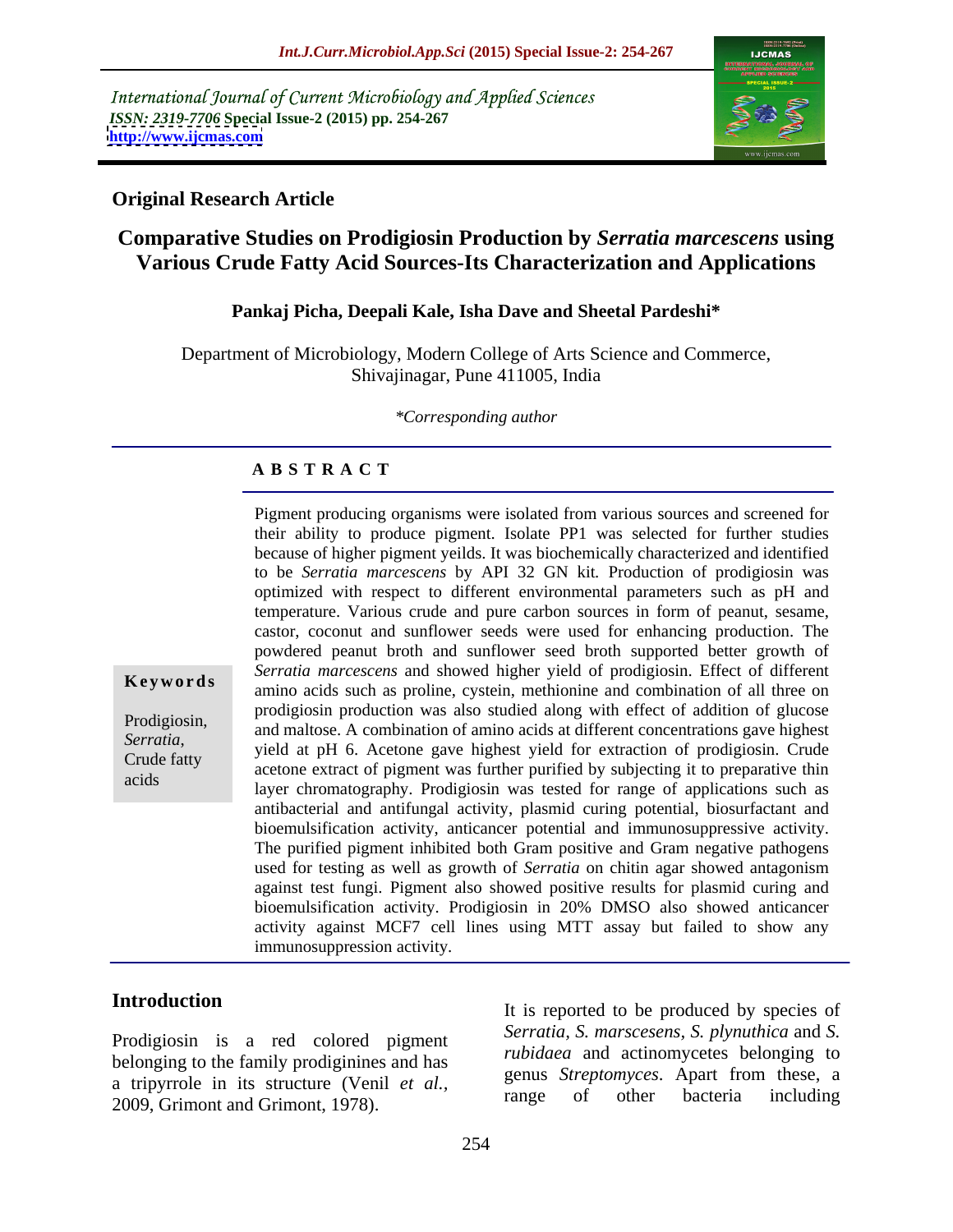International Journal of Current Microbiology and Applied Sciences
*ISSN: 2319-7706* **Special Issue-2 (2015) pp. 254-267**
**http://www.ijcmas.com**

**Original Research Article**

# Comparative Studies on Prodigiosin Production by *Serratia marcescens* using Various Crude Fatty Acid Sources-Its Characterization and Applications

**Pankaj Picha, Deepali Kale, Isha Dave and Sheetal Pardeshi***

Department of Microbiology, Modern College of Arts Science and Commerce, Shivajinagar, Pune 411005, India

*\*Corresponding author*

## ABSTRACT

**Keywords**

Prodigiosin, *Serratia*, Crude fatty acids

Pigment producing organisms were isolated from various sources and screened for their ability to produce pigment. Isolate PP1 was selected for further studies because of higher pigment yeilds. It was biochemically characterized and identified to be *Serratia marcescens* by API 32 GN kit. Production of prodigiosin was optimized with respect to different environmental parameters such as pH and temperature. Various crude and pure carbon sources in form of peanut, sesame, castor, coconut and sunflower seeds were used for enhancing production. The powdered peanut broth and sunflower seed broth supported better growth of *Serratia marcescens* and showed higher yield of prodigiosin. Effect of different amino acids such as proline, cystein, methionine and combination of all three on prodigiosin production was also studied along with effect of addition of glucose and maltose. A combination of amino acids at different concentrations gave highest yield at pH 6. Acetone gave highest yield for extraction of prodigiosin. Crude acetone extract of pigment was further purified by subjecting it to preparative thin layer chromatography. Prodigiosin was tested for range of applications such as antibacterial and antifungal activity, plasmid curing potential, biosurfactant and bioemulsification activity, anticancer potential and immunosuppressive activity. The purified pigment inhibited both Gram positive and Gram negative pathogens used for testing as well as growth of *Serratia* on chitin agar showed antagonism against test fungi. Pigment also showed positive results for plasmid curing and bioemulsification activity. Prodigiosin in 20% DMSO also showed anticancer activity against MCF7 cell lines using MTT assay but failed to show any immunosuppression activity.

## Introduction

Prodigiosin is a red colored pigment belonging to the family prodiginines and has a tripyrrole in its structure (Venil *et al.*, 2009, Grimont and Grimont, 1978).

It is reported to be produced by species of *Serratia*, *S. marscesens*, *S. plynuthica* and *S. rubidaea* and actinomycetes belonging to genus *Streptomyces*. Apart from these, a range of other bacteria including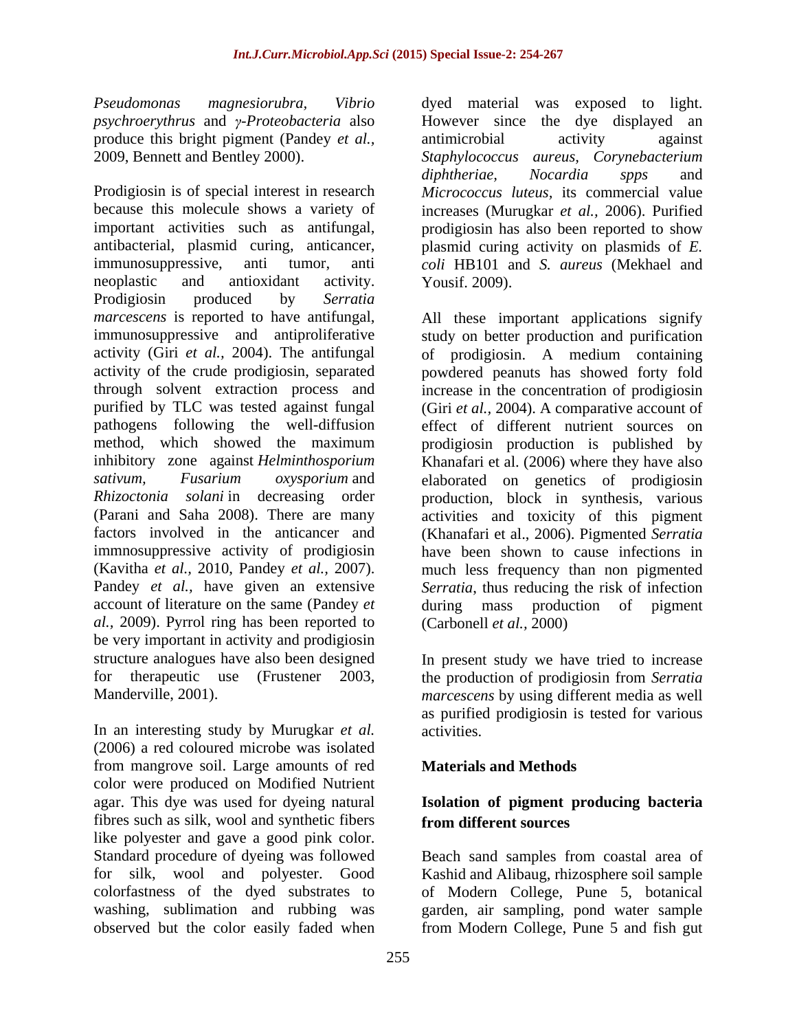*Pseudomonas magnesiorubra, Vibrio psychroerythrus* and *γ-Proteobacteria* also produce this bright pigment (Pandey *et al.,* 2009, Bennett and Bentley 2000).

Prodigiosin is of special interest in research because this molecule shows a variety of important activities such as antifungal, antibacterial, plasmid curing, anticancer, immunosuppressive, anti tumor, anti neoplastic and antioxidant activity. Prodigiosin produced by *Serratia marcescens* is reported to have antifungal, immunosuppressive and antiproliferative activity (Giri *et al.,* 2004). The antifungal activity of the crude prodigiosin, separated through solvent extraction process and purified by TLC was tested against fungal pathogens following the well-diffusion method, which showed the maximum inhibitory zone against *Helminthosporium sativum, Fusarium oxysporium* and *Rhizoctonia solani* in decreasing order (Parani and Saha 2008). There are many factors involved in the anticancer and immnosuppressive activity of prodigiosin (Kavitha *et al.,* 2010, Pandey *et al.,* 2007). Pandey *et al.,* have given an extensive account of literature on the same (Pandey *et al.,* 2009). Pyrrol ring has been reported to be very important in activity and prodigiosin structure analogues have also been designed for therapeutic use (Frustener 2003, Manderville, 2001).

In an interesting study by Murugkar *et al.* (2006) a red coloured microbe was isolated from mangrove soil. Large amounts of red color were produced on Modified Nutrient agar. This dye was used for dyeing natural fibres such as silk, wool and synthetic fibers like polyester and gave a good pink color. Standard procedure of dyeing was followed for silk, wool and polyester. Good colorfastness of the dyed substrates to washing, sublimation and rubbing was observed but the color easily faded when dyed material was exposed to light. However since the dye displayed an antimicrobial activity against *Staphylococcus aureus, Corynebacterium diphtheriae, Nocardia spps* and *Micrococcus luteus,* its commercial value increases (Murugkar *et al.,* 2006). Purified prodigiosin has also been reported to show plasmid curing activity on plasmids of *E. coli* HB101 and *S. aureus* (Mekhael and Yousif. 2009).

All these important applications signify study on better production and purification of prodigiosin. A medium containing powdered peanuts has showed forty fold increase in the concentration of prodigiosin (Giri *et al.,* 2004). A comparative account of effect of different nutrient sources on prodigiosin production is published by Khanafari et al. (2006) where they have also elaborated on genetics of prodigiosin production, block in synthesis, various activities and toxicity of this pigment (Khanafari et al., 2006). Pigmented *Serratia* have been shown to cause infections in much less frequency than non pigmented *Serratia*, thus reducing the risk of infection during mass production of pigment (Carbonell *et al.,* 2000)

In present study we have tried to increase the production of prodigiosin from *Serratia marcescens* by using different media as well as purified prodigiosin is tested for various activities.

## Materials and Methods

### Isolation of pigment producing bacteria from different sources

Beach sand samples from coastal area of Kashid and Alibaug, rhizosphere soil sample of Modern College, Pune 5, botanical garden, air sampling, pond water sample from Modern College, Pune 5 and fish gut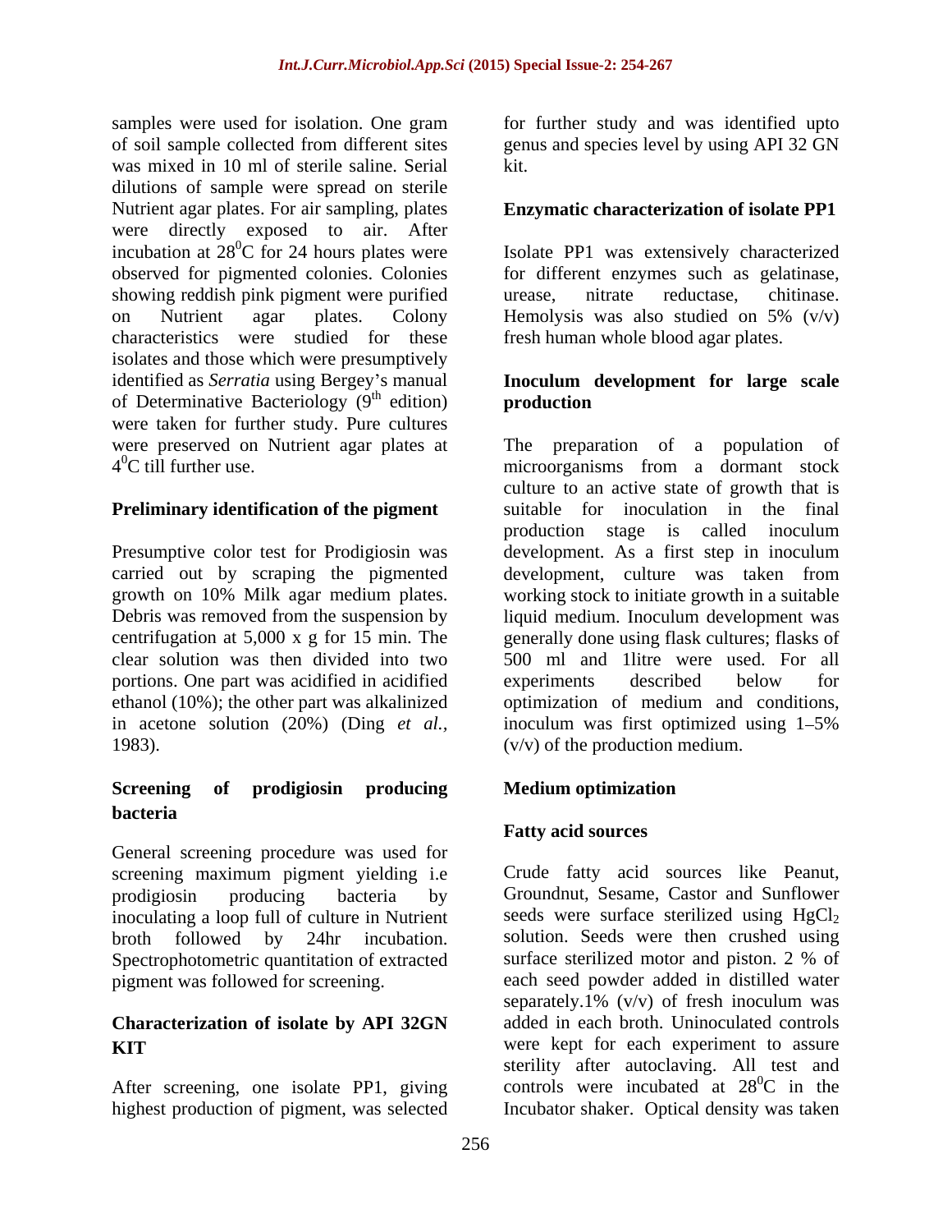samples were used for isolation. One gram of soil sample collected from different sites was mixed in 10 ml of sterile saline. Serial dilutions of sample were spread on sterile Nutrient agar plates. For air sampling, plates were directly exposed to air. After incubation at $28^0$C for 24 hours plates were observed for pigmented colonies. Colonies showing reddish pink pigment were purified on Nutrient agar plates. Colony characteristics were studied for these isolates and those which were presumptively identified as *Serratia* using Bergey's manual of Determinative Bacteriology ($9^{th}$ edition) were taken for further study. Pure cultures were preserved on Nutrient agar plates at $4^0$C till further use.

**Preliminary identification of the pigment**

Presumptive color test for Prodigiosin was carried out by scraping the pigmented growth on 10% Milk agar medium plates. Debris was removed from the suspension by centrifugation at 5,000 x g for 15 min. The clear solution was then divided into two portions. One part was acidified in acidified ethanol (10%); the other part was alkalinized in acetone solution (20%) (Ding *et al.*, 1983).

**Screening of prodigiosin producing bacteria**

General screening procedure was used for screening maximum pigment yielding i.e prodigiosin producing bacteria by inoculating a loop full of culture in Nutrient broth followed by 24hr incubation. Spectrophotometric quantitation of extracted pigment was followed for screening.

**Characterization of isolate by API 32GN KIT**

After screening, one isolate PP1, giving highest production of pigment, was selected for further study and was identified upto genus and species level by using API 32 GN kit.

**Enzymatic characterization of isolate PP1**

Isolate PP1 was extensively characterized for different enzymes such as gelatinase, urease, nitrate reductase, chitinase. Hemolysis was also studied on 5% (v/v) fresh human whole blood agar plates.

**Inoculum development for large scale production**

The preparation of a population of microorganisms from a dormant stock culture to an active state of growth that is suitable for inoculation in the final production stage is called inoculum development. As a first step in inoculum development, culture was taken from working stock to initiate growth in a suitable liquid medium. Inoculum development was generally done using flask cultures; flasks of 500 ml and 1litre were used. For all experiments described below for optimization of medium and conditions, inoculum was first optimized using 1–5% (v/v) of the production medium.

**Medium optimization**

**Fatty acid sources**

Crude fatty acid sources like Peanut, Groundnut, Sesame, Castor and Sunflower seeds were surface sterilized using $HgCl_2$ solution. Seeds were then crushed using surface sterilized motor and piston. 2 % of each seed powder added in distilled water separately.1% (v/v) of fresh inoculum was added in each broth. Uninoculated controls were kept for each experiment to assure sterility after autoclaving. All test and controls were incubated at $28^0$C in the Incubator shaker. Optical density was taken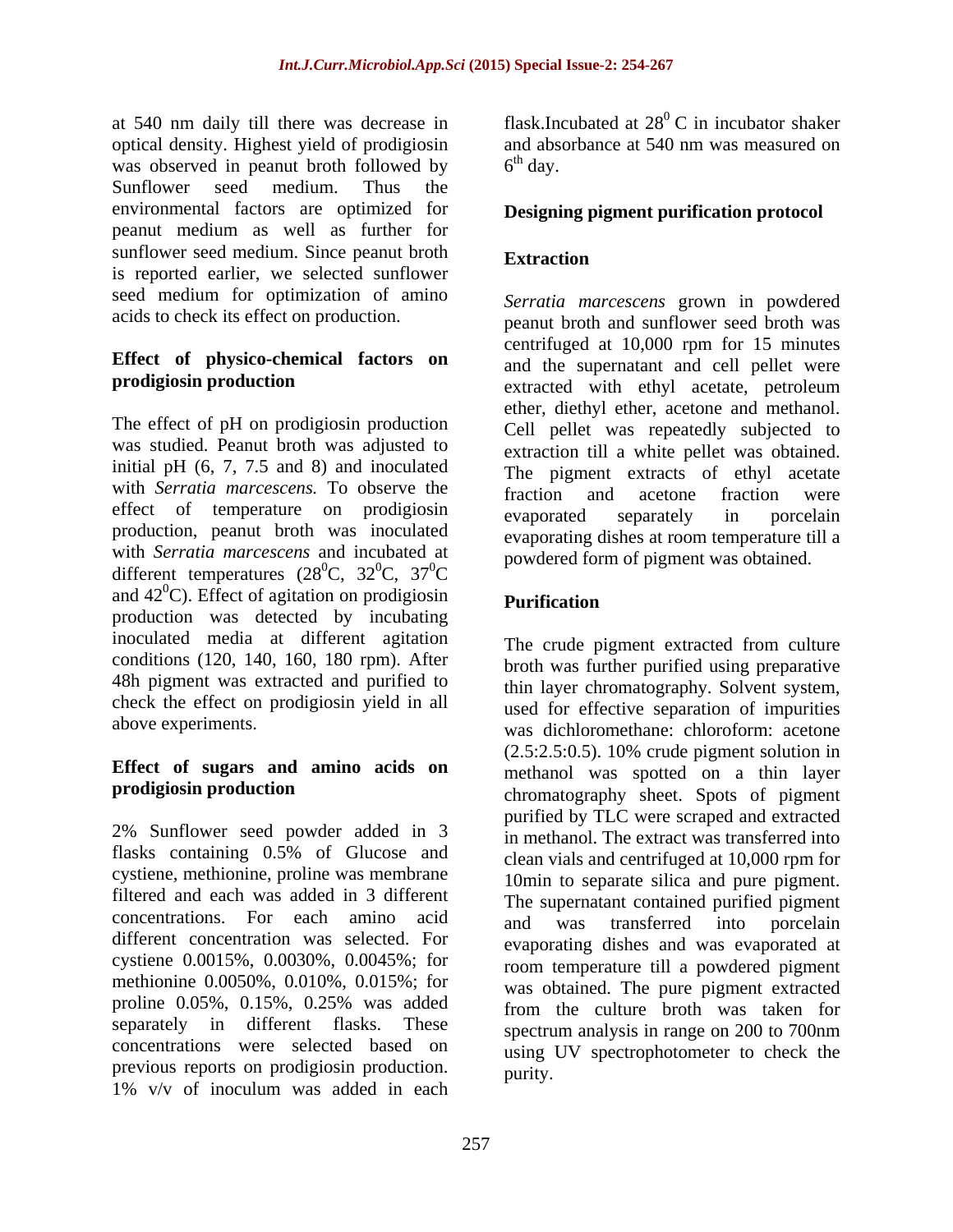at 540 nm daily till there was decrease in optical density. Highest yield of prodigiosin was observed in peanut broth followed by Sunflower seed medium. Thus the environmental factors are optimized for peanut medium as well as further for sunflower seed medium. Since peanut broth is reported earlier, we selected sunflower seed medium for optimization of amino acids to check its effect on production.

**Effect of physico-chemical factors on prodigiosin production**

The effect of pH on prodigiosin production was studied. Peanut broth was adjusted to initial pH (6, 7, 7.5 and 8) and inoculated with *Serratia marcescens.* To observe the effect of temperature on prodigiosin production, peanut broth was inoculated with *Serratia marcescens* and incubated at different temperatures ($28^0$C, $32^0$C, $37^0$C and $42^0$C). Effect of agitation on prodigiosin production was detected by incubating inoculated media at different agitation conditions (120, 140, 160, 180 rpm). After 48h pigment was extracted and purified to check the effect on prodigiosin yield in all above experiments.

**Effect of sugars and amino acids on prodigiosin production**

2% Sunflower seed powder added in 3 flasks containing 0.5% of Glucose and cystiene, methionine, proline was membrane filtered and each was added in 3 different concentrations. For each amino acid different concentration was selected. For cystiene 0.0015%, 0.0030%, 0.0045%; for methionine 0.0050%, 0.010%, 0.015%; for proline 0.05%, 0.15%, 0.25% was added separately in different flasks. These concentrations were selected based on previous reports on prodigiosin production. 1% v/v of inoculum was added in each flask.Incubated at $28^0$ C in incubator shaker and absorbance at 540 nm was measured on $6^{th}$ day.

**Designing pigment purification protocol**

**Extraction**

*Serratia marcescens* grown in powdered peanut broth and sunflower seed broth was centrifuged at 10,000 rpm for 15 minutes and the supernatant and cell pellet were extracted with ethyl acetate, petroleum ether, diethyl ether, acetone and methanol. Cell pellet was repeatedly subjected to extraction till a white pellet was obtained. The pigment extracts of ethyl acetate fraction and acetone fraction were evaporated separately in porcelain evaporating dishes at room temperature till a powdered form of pigment was obtained.

**Purification**

The crude pigment extracted from culture broth was further purified using preparative thin layer chromatography. Solvent system, used for effective separation of impurities was dichloromethane: chloroform: acetone (2.5:2.5:0.5). 10% crude pigment solution in methanol was spotted on a thin layer chromatography sheet. Spots of pigment purified by TLC were scraped and extracted in methanol. The extract was transferred into clean vials and centrifuged at 10,000 rpm for 10min to separate silica and pure pigment. The supernatant contained purified pigment and was transferred into porcelain evaporating dishes and was evaporated at room temperature till a powdered pigment was obtained. The pure pigment extracted from the culture broth was taken for spectrum analysis in range on 200 to 700nm using UV spectrophotometer to check the purity.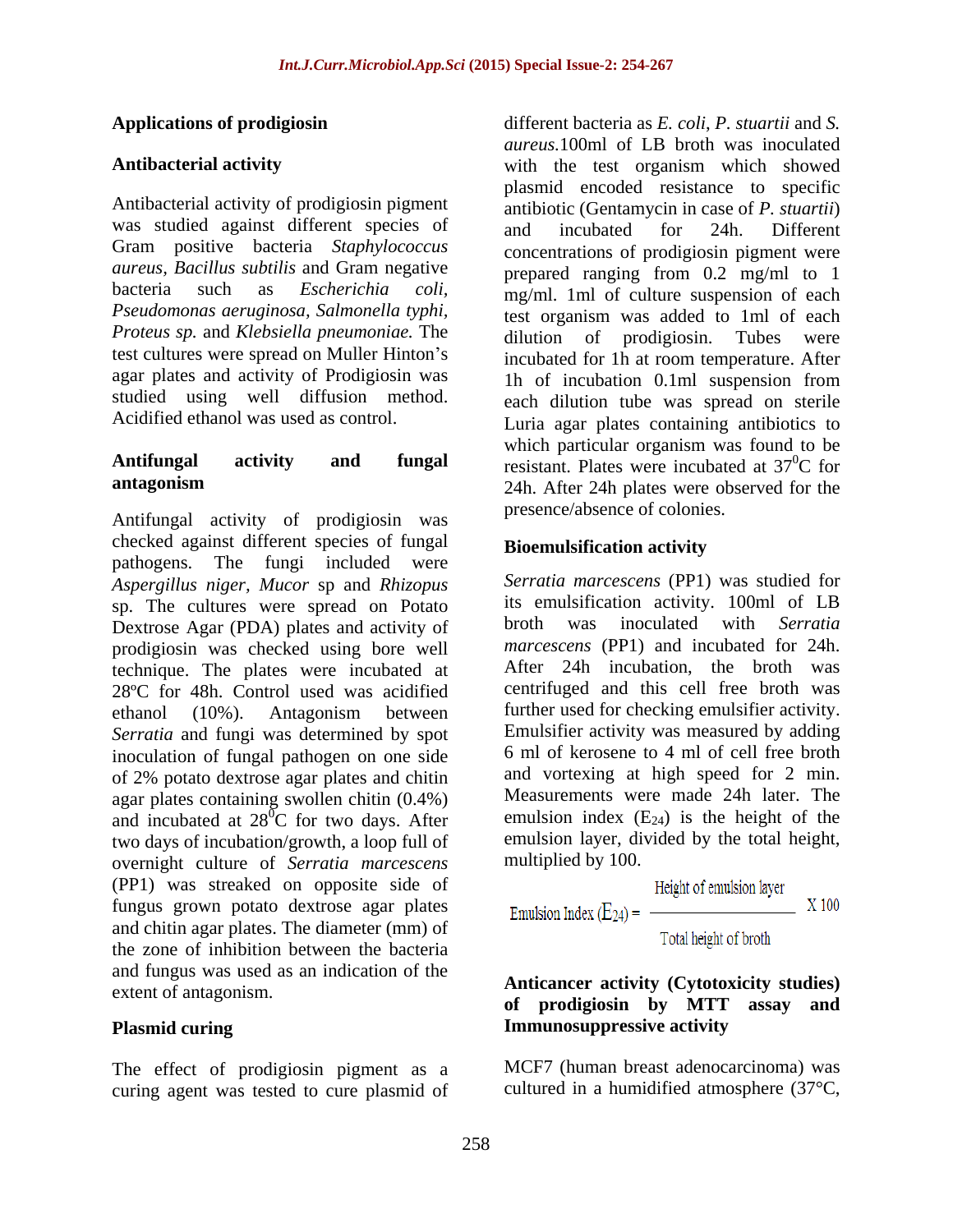## Applications of prodigiosin

### Antibacterial activity

Antibacterial activity of prodigiosin pigment was studied against different species of Gram positive bacteria *Staphylococcus aureus*, *Bacillus subtilis* and Gram negative bacteria such as *Escherichia coli*, *Pseudomonas aeruginosa*, *Salmonella typhi*, *Proteus sp.* and *Klebsiella pneumoniae.* The test cultures were spread on Muller Hinton's agar plates and activity of Prodigiosin was studied using well diffusion method. Acidified ethanol was used as control.

### Antifungal activity and fungal antagonism

Antifungal activity of prodigiosin was checked against different species of fungal pathogens. The fungi included were *Aspergillus niger, Mucor* sp and *Rhizopus* sp. The cultures were spread on Potato Dextrose Agar (PDA) plates and activity of prodigiosin was checked using bore well technique. The plates were incubated at 28ºC for 48h. Control used was acidified ethanol (10%). Antagonism between *Serratia* and fungi was determined by spot inoculation of fungal pathogen on one side of 2% potato dextrose agar plates and chitin agar plates containing swollen chitin (0.4%) and incubated at $28^0$C for two days. After two days of incubation/growth, a loop full of overnight culture of *Serratia marcescens* (PP1) was streaked on opposite side of fungus grown potato dextrose agar plates and chitin agar plates. The diameter (mm) of the zone of inhibition between the bacteria and fungus was used as an indication of the extent of antagonism.

### Plasmid curing

The effect of prodigiosin pigment as a curing agent was tested to cure plasmid of different bacteria as *E. coli*, *P. stuartii* and *S. aureus.*100ml of LB broth was inoculated with the test organism which showed plasmid encoded resistance to specific antibiotic (Gentamycin in case of *P. stuartii*) and incubated for 24h. Different concentrations of prodigiosin pigment were prepared ranging from 0.2 mg/ml to 1 mg/ml. 1ml of culture suspension of each test organism was added to 1ml of each dilution of prodigiosin. Tubes were incubated for 1h at room temperature. After 1h of incubation 0.1ml suspension from each dilution tube was spread on sterile Luria agar plates containing antibiotics to which particular organism was found to be resistant. Plates were incubated at $37^0$C for 24h. After 24h plates were observed for the presence/absence of colonies.

### Bioemulsification activity

*Serratia marcescens* (PP1) was studied for its emulsification activity. 100ml of LB broth was inoculated with *Serratia marcescens* (PP1) and incubated for 24h. After 24h incubation, the broth was centrifuged and this cell free broth was further used for checking emulsifier activity. Emulsifier activity was measured by adding 6 ml of kerosene to 4 ml of cell free broth and vortexing at high speed for 2 min. Measurements were made 24h later. The emulsion index ($E_{24}$) is the height of the emulsion layer, divided by the total height, multiplied by 100.

$$\text{Emulsion Index } (E_{24}) = \frac{\text{Height of emulsion layer}}{\text{Total height of broth}} \times 100$$

### Anticancer activity (Cytotoxicity studies) of prodigiosin by MTT assay and Immunosuppressive activity

MCF7 (human breast adenocarcinoma) was cultured in a humidified atmosphere (37°C,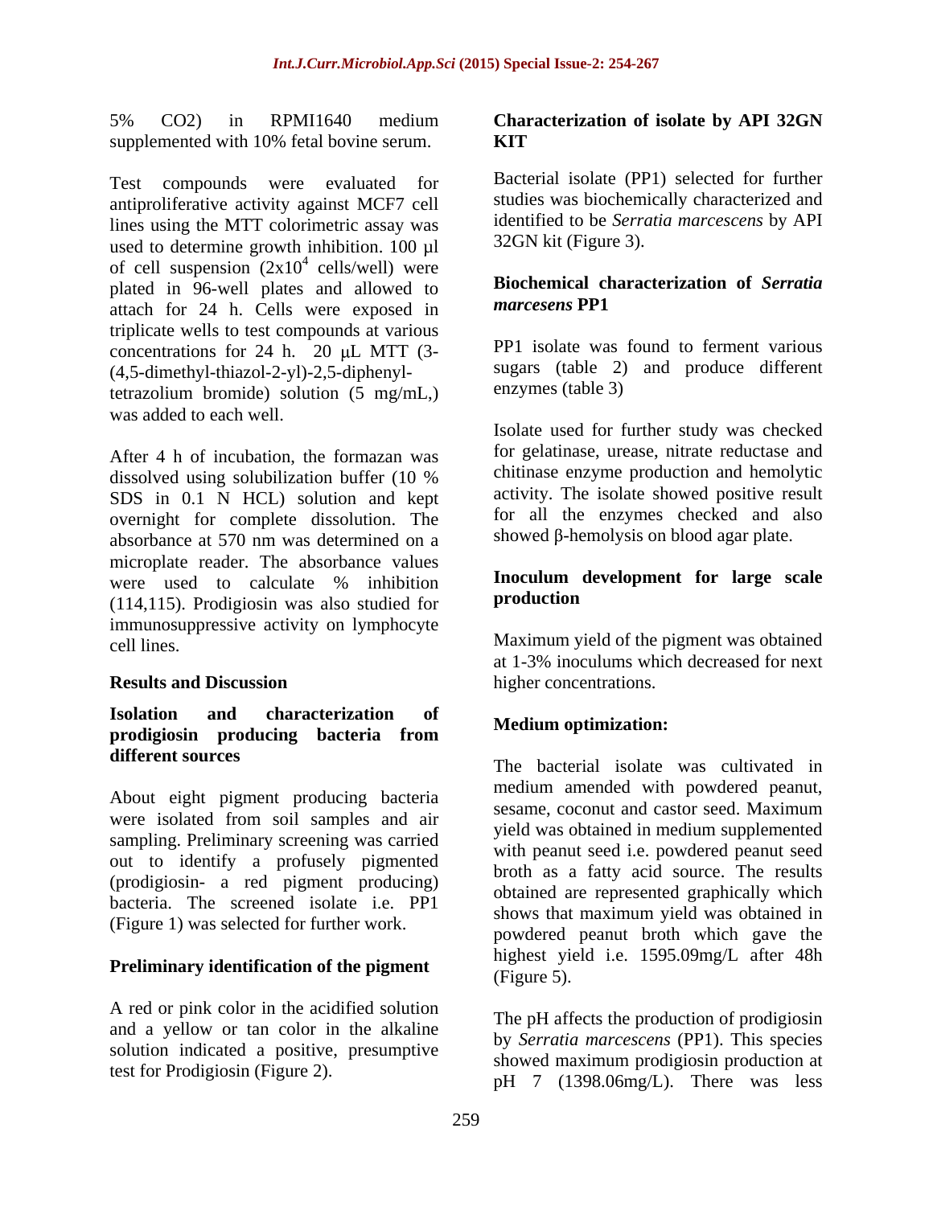5% $CO_2$) in RPMI1640 medium supplemented with 10% fetal bovine serum.

Test compounds were evaluated for antiproliferative activity against MCF7 cell lines using the MTT colorimetric assay was used to determine growth inhibition. 100 µl of cell suspension ($2x10^4$ cells/well) were plated in 96-well plates and allowed to attach for 24 h. Cells were exposed in triplicate wells to test compounds at various concentrations for 24 h. 20 µL MTT (3-(4,5-dimethyl-thiazol-2-yl)-2,5-diphenyl-tetrazolium bromide) solution (5 mg/mL,) was added to each well.

After 4 h of incubation, the formazan was dissolved using solubilization buffer (10 % SDS in 0.1 N HCL) solution and kept overnight for complete dissolution. The absorbance at 570 nm was determined on a microplate reader. The absorbance values were used to calculate % inhibition (114,115). Prodigiosin was also studied for immunosuppressive activity on lymphocyte cell lines.

## Results and Discussion

### Isolation and characterization of prodigiosin producing bacteria from different sources

About eight pigment producing bacteria were isolated from soil samples and air sampling. Preliminary screening was carried out to identify a profusely pigmented (prodigiosin- a red pigment producing) bacteria. The screened isolate i.e. PP1 (Figure 1) was selected for further work.

### Preliminary identification of the pigment

A red or pink color in the acidified solution and a yellow or tan color in the alkaline solution indicated a positive, presumptive test for Prodigiosin (Figure 2).

### Characterization of isolate by API 32GN KIT

Bacterial isolate (PP1) selected for further studies was biochemically characterized and identified to be *Serratia marcescens* by API 32GN kit (Figure 3).

### Biochemical characterization of *Serratia marcescens* PP1

PP1 isolate was found to ferment various sugars (table 2) and produce different enzymes (table 3)

Isolate used for further study was checked for gelatinase, urease, nitrate reductase and chitinase enzyme production and hemolytic activity. The isolate showed positive result for all the enzymes checked and also showed β-hemolysis on blood agar plate.

### Inoculum development for large scale production

Maximum yield of the pigment was obtained at 1-3% inoculums which decreased for next higher concentrations.

### Medium optimization:

The bacterial isolate was cultivated in medium amended with powdered peanut, sesame, coconut and castor seed. Maximum yield was obtained in medium supplemented with peanut seed i.e. powdered peanut seed broth as a fatty acid source. The results obtained are represented graphically which shows that maximum yield was obtained in powdered peanut broth which gave the highest yield i.e. 1595.09mg/L after 48h (Figure 5).

The pH affects the production of prodigiosin by *Serratia marcescens* (PP1). This species showed maximum prodigiosin production at pH 7 (1398.06mg/L). There was less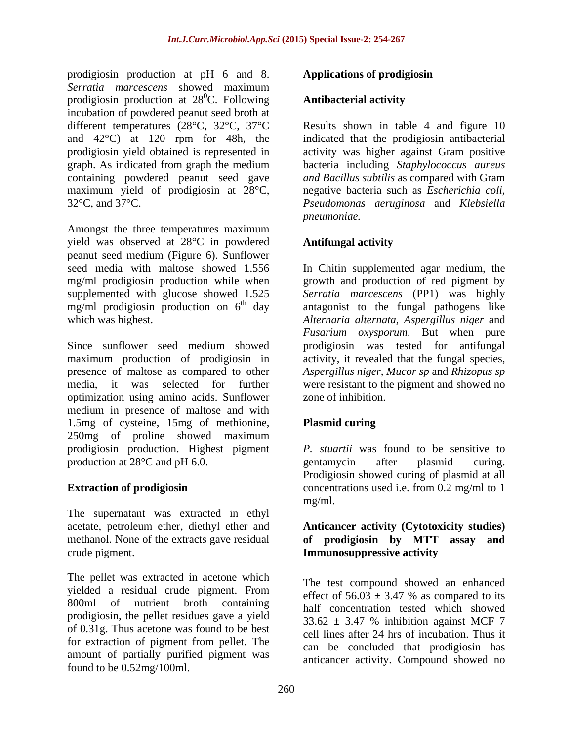prodigiosin production at pH 6 and 8. *Serratia marcescens* showed maximum prodigiosin production at $28^0$C. Following incubation of powdered peanut seed broth at different temperatures (28°C, 32°C, 37°C and 42°C) at 120 rpm for 48h, the prodigiosin yield obtained is represented in graph. As indicated from graph the medium containing powdered peanut seed gave maximum yield of prodigiosin at 28°C, 32°C, and 37°C.

Amongst the three temperatures maximum yield was observed at 28°C in powdered peanut seed medium (Figure 6). Sunflower seed media with maltose showed 1.556 mg/ml prodigiosin production while when supplemented with glucose showed 1.525 mg/ml prodigiosin production on $6^{th}$ day which was highest.

Since sunflower seed medium showed maximum production of prodigiosin in presence of maltose as compared to other media, it was selected for further optimization using amino acids. Sunflower medium in presence of maltose and with 1.5mg of cysteine, 15mg of methionine, 250mg of proline showed maximum prodigiosin production. Highest pigment production at 28°C and pH 6.0.

## Extraction of prodigiosin

The supernatant was extracted in ethyl acetate, petroleum ether, diethyl ether and methanol. None of the extracts gave residual crude pigment.

The pellet was extracted in acetone which yielded a residual crude pigment. From 800ml of nutrient broth containing prodigiosin, the pellet residues gave a yield of 0.31g. Thus acetone was found to be best for extraction of pigment from pellet. The amount of partially purified pigment was found to be 0.52mg/100ml.

## Applications of prodigiosin

### Antibacterial activity

Results shown in table 4 and figure 10 indicated that the prodigiosin antibacterial activity was higher against Gram positive bacteria including *Staphylococcus aureus and Bacillus subtilis* as compared with Gram negative bacteria such as *Escherichia coli, Pseudomonas aeruginosa* and *Klebsiella pneumoniae.*

### Antifungal activity

In Chitin supplemented agar medium, the growth and production of red pigment by *Serratia marcescens* (PP1) was highly antagonist to the fungal pathogens like *Alternaria alternata, Aspergillus niger* and *Fusarium oxysporum*. But when pure prodigiosin was tested for antifungal activity, it revealed that the fungal species, *Aspergillus niger, Mucor sp* and *Rhizopus sp* were resistant to the pigment and showed no zone of inhibition.

### Plasmid curing

*P. stuartii* was found to be sensitive to gentamycin after plasmid curing. Prodigiosin showed curing of plasmid at all concentrations used i.e. from 0.2 mg/ml to 1 mg/ml.

### Anticancer activity (Cytotoxicity studies) of prodigiosin by MTT assay and Immunosuppressive activity

The test compound showed an enhanced effect of $56.03 \pm 3.47$ % as compared to its half concentration tested which showed $33.62 \pm 3.47$ % inhibition against MCF 7 cell lines after 24 hrs of incubation. Thus it can be concluded that prodigiosin has anticancer activity. Compound showed no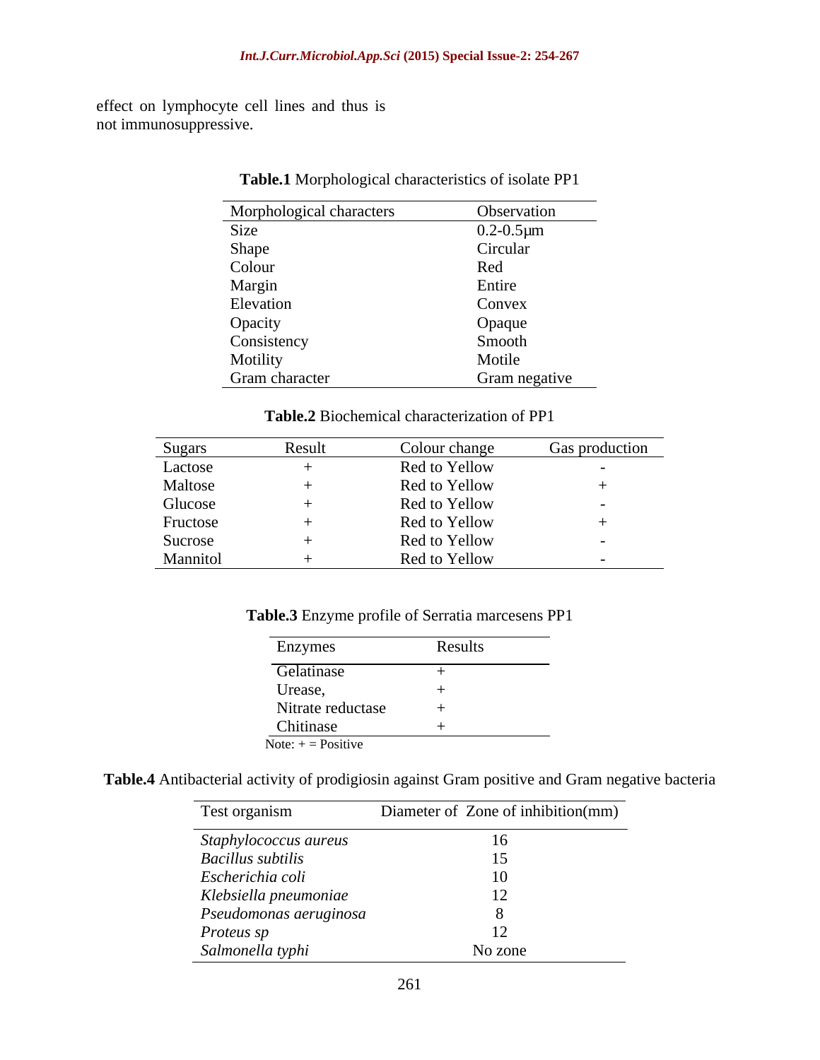effect on lymphocyte cell lines and thus is not immunosuppressive.

**Table.1** Morphological characteristics of isolate PP1

| Morphological characters | Observation |
|---|---|
| Size | 0.2-0.5µm |
| Shape | Circular |
| Colour | Red |
| Margin | Entire |
| Elevation | Convex |
| Opacity | Opaque |
| Consistency | Smooth |
| Motility | Motile |
| Gram character | Gram negative |

**Table.2** Biochemical characterization of PP1

| Sugars | Result | Colour change | Gas production |
|---|---|---|---|
| Lactose | + | Red to Yellow | - |
| Maltose | + | Red to Yellow | + |
| Glucose | + | Red to Yellow | - |
| Fructose | + | Red to Yellow | + |
| Sucrose | + | Red to Yellow | - |
| Mannitol | + | Red to Yellow | - |

**Table.3** Enzyme profile of Serratia marcesens PP1

| Enzymes | Results |
|---|---|
| Gelatinase | + |
| Urease, | + |
| Nitrate reductase | + |
| Chitinase | + |

Note: + = Positive

**Table.4** Antibacterial activity of prodigiosin against Gram positive and Gram negative bacteria

| Test organism | Diameter of Zone of inhibition(mm) |
|---|---|
| *Staphylococcus aureus* | 16 |
| *Bacillus subtilis* | 15 |
| *Escherichia coli* | 10 |
| *Klebsiella pneumoniae* | 12 |
| *Pseudomonas aeruginosa* | 8 |
| *Proteus sp* | 12 |
| *Salmonella typhi* | No zone |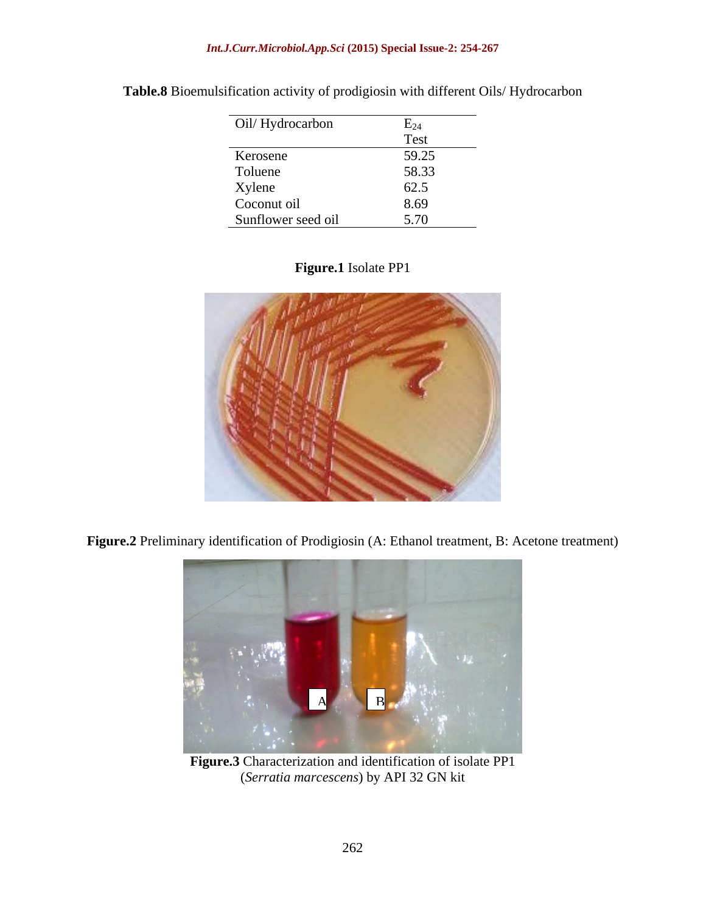**Table.8** Bioemulsification activity of prodigiosin with different Oils/ Hydrocarbon

| Oil/ Hydrocarbon | $E_{24}$ Test |
|---|---|
| Kerosene | 59.25 |
| Toluene | 58.33 |
| Xylene | 62.5 |
| Coconut oil | 8.69 |
| Sunflower seed oil | 5.70 |

**Figure.1** Isolate PP1

**Figure.2** Preliminary identification of Prodigiosin (A: Ethanol treatment, B: Acetone treatment)

**Figure.3** Characterization and identification of isolate PP1 (*Serratia marcescens*) by API 32 GN kit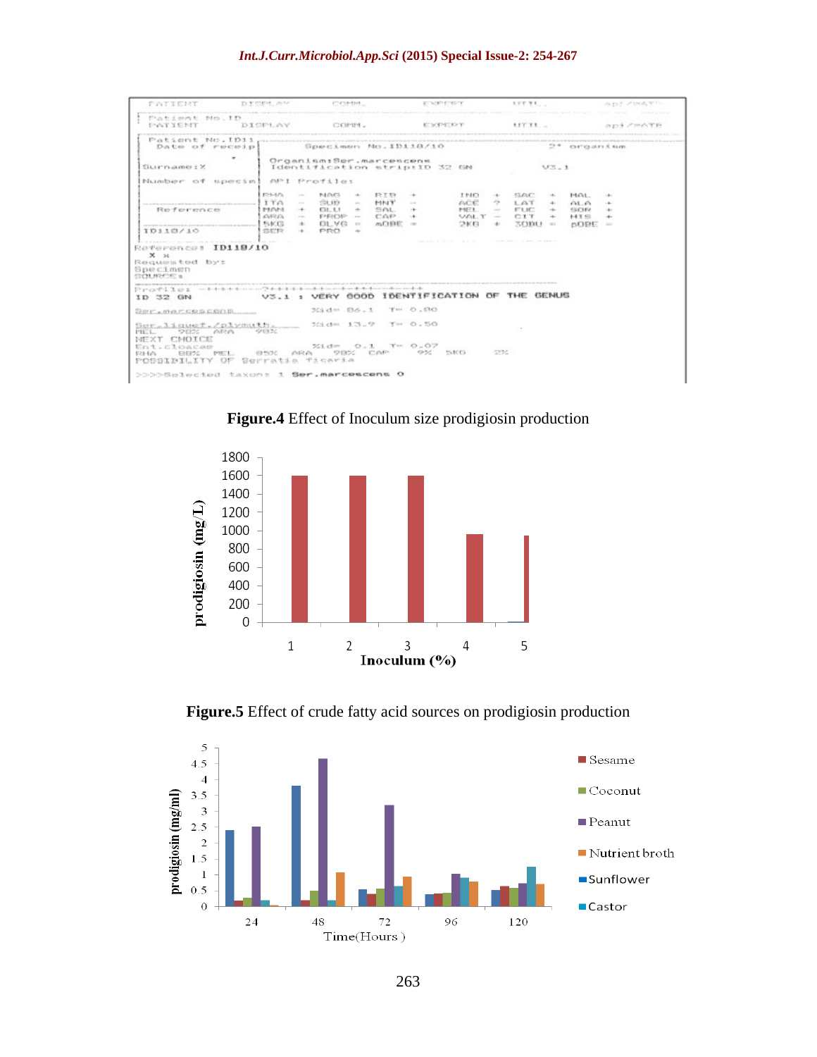**Figure.4** Effect of Inoculum size prodigiosin production

**Figure.5** Effect of crude fatty acid sources on prodigiosin production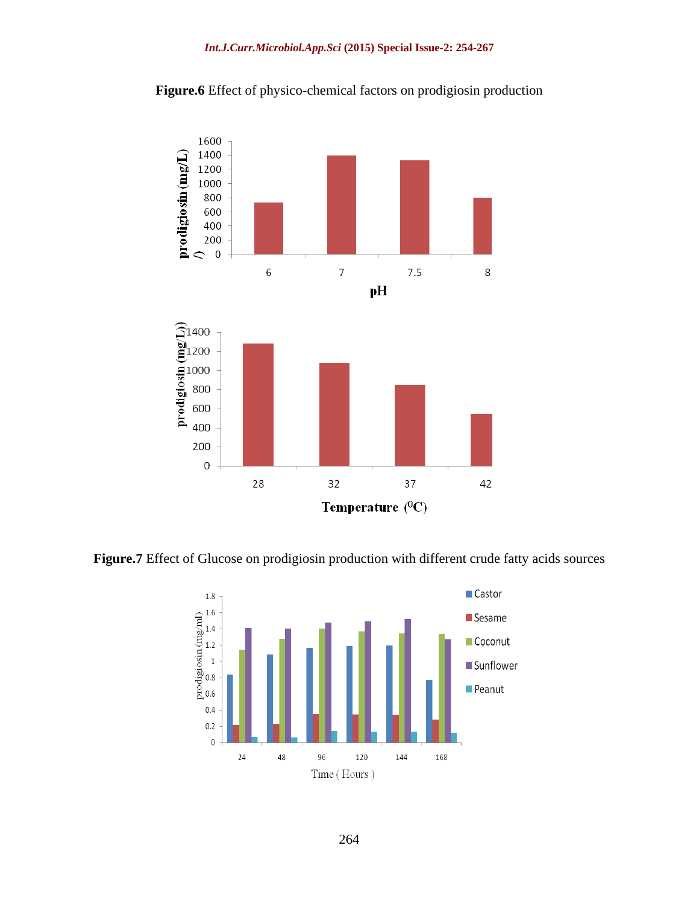**Figure.6** Effect of physico-chemical factors on prodigiosin production

**Figure.7** Effect of Glucose on prodigiosin production with different crude fatty acids sources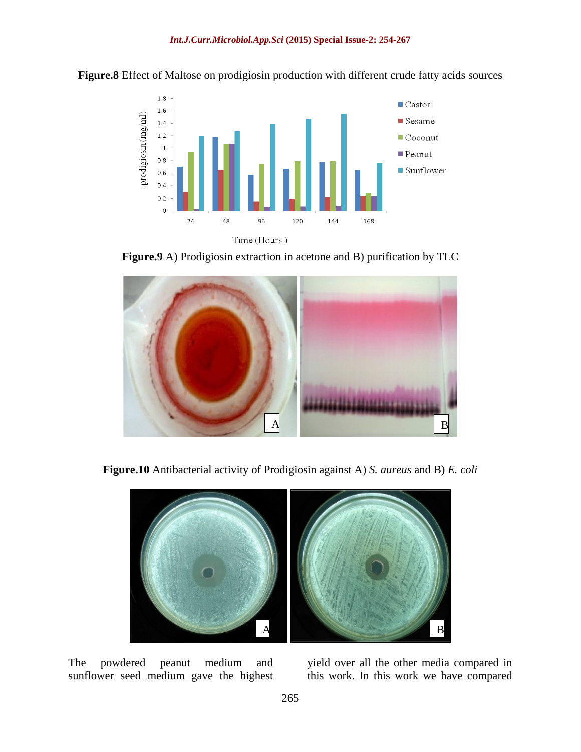**Figure.8** Effect of Maltose on prodigiosin production with different crude fatty acids sources

**Figure.9** A) Prodigiosin extraction in acetone and B) purification by TLC

**Figure.10** Antibacterial activity of Prodigiosin against A) *S. aureus* and B) *E. coli*

The powdered peanut medium and sunflower seed medium gave the highest yield over all the other media compared in this work. In this work we have compared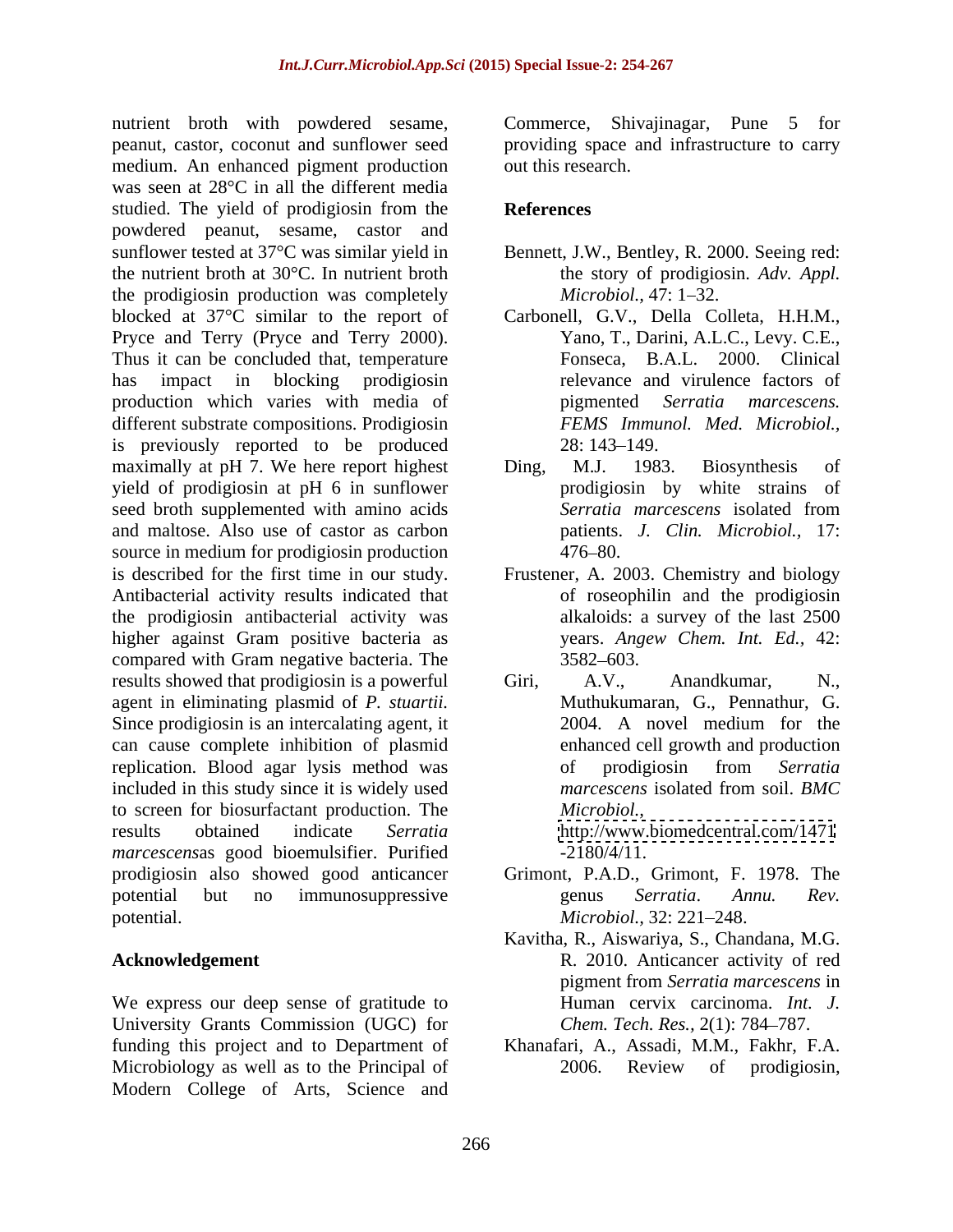nutrient broth with powdered sesame, peanut, castor, coconut and sunflower seed medium. An enhanced pigment production was seen at 28°C in all the different media studied. The yield of prodigiosin from the powdered peanut, sesame, castor and sunflower tested at 37°C was similar yield in the nutrient broth at 30°C. In nutrient broth the prodigiosin production was completely blocked at 37°C similar to the report of Pryce and Terry (Pryce and Terry 2000). Thus it can be concluded that, temperature has impact in blocking prodigiosin production which varies with media of different substrate compositions. Prodigiosin is previously reported to be produced maximally at pH 7. We here report highest yield of prodigiosin at pH 6 in sunflower seed broth supplemented with amino acids and maltose. Also use of castor as carbon source in medium for prodigiosin production is described for the first time in our study. Antibacterial activity results indicated that the prodigiosin antibacterial activity was higher against Gram positive bacteria as compared with Gram negative bacteria. The results showed that prodigiosin is a powerful agent in eliminating plasmid of *P. stuartii.* Since prodigiosin is an intercalating agent, it can cause complete inhibition of plasmid replication. Blood agar lysis method was included in this study since it is widely used to screen for biosurfactant production. The results obtained indicate *Serratia marcescens*as good bioemulsifier. Purified prodigiosin also showed good anticancer potential but no immunosuppressive potential.

## Acknowledgement

We express our deep sense of gratitude to University Grants Commission (UGC) for funding this project and to Department of Microbiology as well as to the Principal of Modern College of Arts, Science and Commerce, Shivajinagar, Pune 5 for providing space and infrastructure to carry out this research.

## References

Bennett, J.W., Bentley, R. 2000. Seeing red: the story of prodigiosin. *Adv. Appl. Microbiol.,* 47: 1–32.

Carbonell, G.V., Della Colleta, H.H.M., Yano, T., Darini, A.L.C., Levy. C.E., Fonseca, B.A.L. 2000. Clinical relevance and virulence factors of pigmented *Serratia marcescens. FEMS Immunol. Med. Microbiol.,* 28: 143–149.

Ding, M.J. 1983. Biosynthesis of prodigiosin by white strains of *Serratia marcescens* isolated from patients. *J. Clin. Microbiol.,* 17: 476–80.

Frustener, A. 2003. Chemistry and biology of roseophilin and the prodigiosin alkaloids: a survey of the last 2500 years. *Angew Chem. Int. Ed.,* 42: 3582–603.

Giri, A.V., Anandkumar, N., Muthukumaran, G., Pennathur, G. 2004. A novel medium for the enhanced cell growth and production of prodigiosin from *Serratia marcescens* isolated from soil. *BMC Microbiol.,* http://www.biomedcentral.com/1471-2180/4/11.

Grimont, P.A.D., Grimont, F. 1978. The genus *Serratia*. *Annu. Rev. Microbiol.,* 32: 221–248.

Kavitha, R., Aiswariya, S., Chandana, M.G. R. 2010. Anticancer activity of red pigment from *Serratia marcescens* in Human cervix carcinoma. *Int. J. Chem. Tech. Res.,* 2(1): 784–787.

Khanafari, A., Assadi, M.M., Fakhr, F.A. 2006. Review of prodigiosin,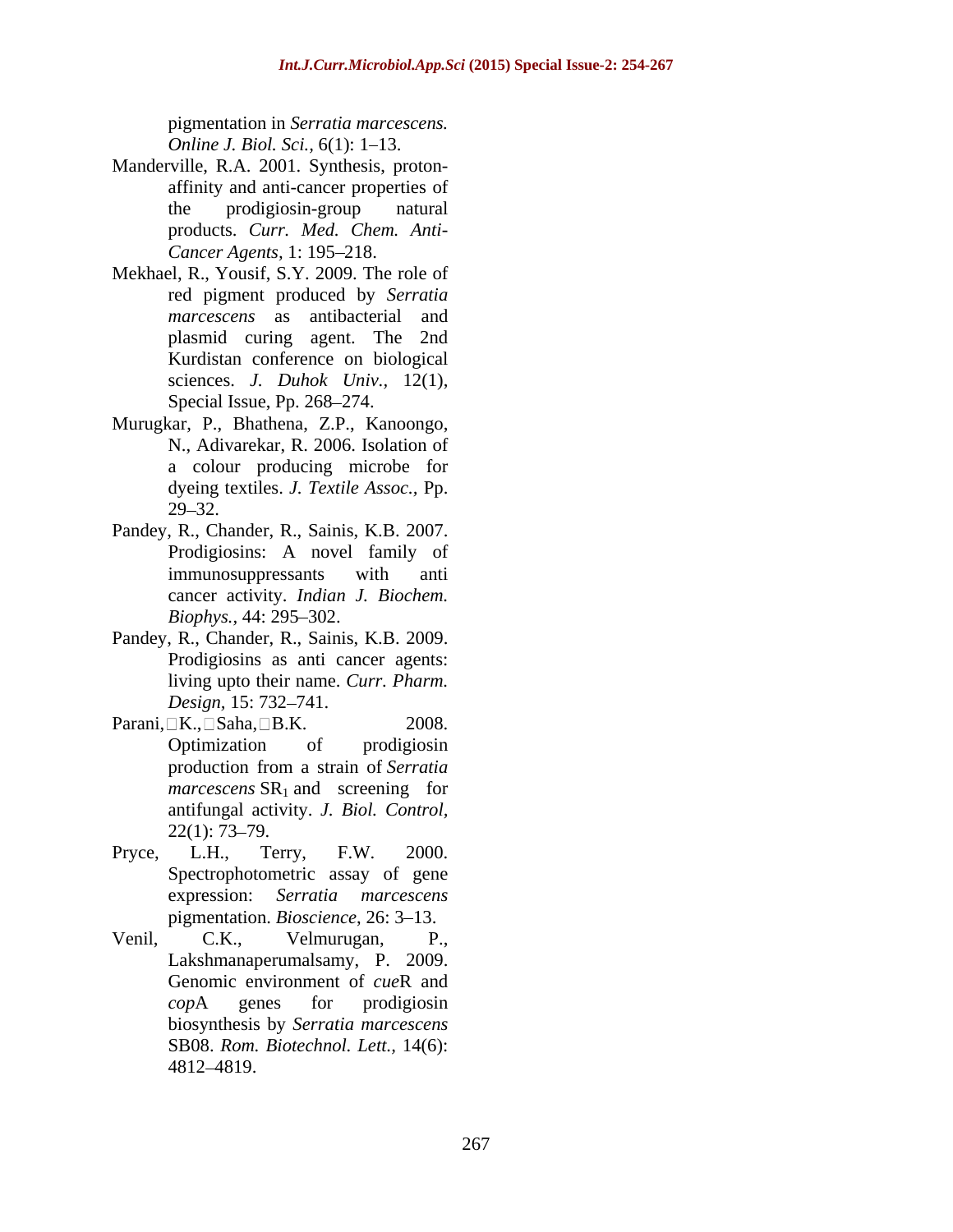pigmentation in *Serratia marcescens. Online J. Biol. Sci.,* 6(1): 1–13.

Manderville, R.A. 2001. Synthesis, proton-affinity and anti-cancer properties of the prodigiosin-group natural products. *Curr. Med. Chem. Anti-Cancer Agents,* 1: 195–218.

Mekhael, R., Yousif, S.Y. 2009. The role of red pigment produced by *Serratia marcescens* as antibacterial and plasmid curing agent. The 2nd Kurdistan conference on biological sciences. *J. Duhok Univ.,* 12(1), Special Issue, Pp. 268–274.

Murugkar, P., Bhathena, Z.P., Kanoongo, N., Adivarekar, R. 2006. Isolation of a colour producing microbe for dyeing textiles. *J. Textile Assoc.,* Pp. 29–32.

Pandey, R., Chander, R., Sainis, K.B. 2007. Prodigiosins: A novel family of immunosuppressants with anti cancer activity. *Indian J. Biochem. Biophys.,* 44: 295–302.

Pandey, R., Chander, R., Sainis, K.B. 2009. Prodigiosins as anti cancer agents: living upto their name. *Curr. Pharm. Design,* 15: 732–741.

Parani, K., Saha, B.K. 2008. Optimization of prodigiosin production from a strain of *Serratia marcescens* $SR_1$ and screening for antifungal activity. *J. Biol. Control,* 22(1): 73–79.

Pryce, L.H., Terry, F.W. 2000. Spectrophotometric assay of gene expression: *Serratia marcescens* pigmentation. *Bioscience,* 26: 3–13.

Venil, C.K., Velmurugan, P., Lakshmanaperumalsamy, P. 2009. Genomic environment of *cue*R and *cop*A genes for prodigiosin biosynthesis by *Serratia marcescens* SB08. *Rom. Biotechnol. Lett.,* 14(6): 4812–4819.